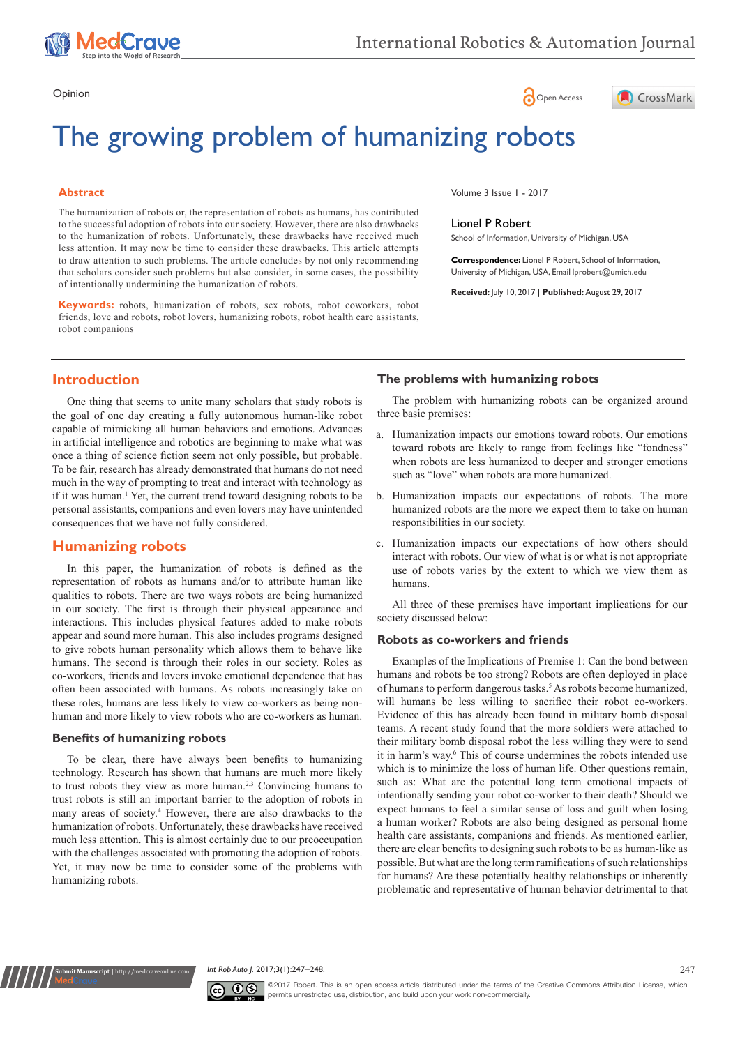Opinion

# The growing problem of humanizing robots

## Abstract

The humanization of robots or, the representation of robots as humans, has contributed to the successful adoption of robots into our society. However, there are also drawbacks to the humanization of robots. Unfortunately, these drawbacks have received much less attention. It may now be time to consider these drawbacks. This article attempts to draw attention to such problems. The article concludes by not only recommending that scholars consider such problems but also consider, in some cases, the possibility of intentionally undermining the humanization of robots.

**Keywords:** robots, humanization of robots, sex robots, robot coworkers, robot friends, love and robots, robot lovers, humanizing robots, robot health care assistants, robot companions

Volume 3 Issue 1 - 2017

Lionel P Robert

School of Information, University of Michigan, USA

**Correspondence:** Lionel P Robert, School of Information, University of Michigan, USA, Email lprobert@umich.edu

**Received:** July 10, 2017 | **Published:** August 29, 2017

## Introduction

One thing that seems to unite many scholars that study robots is the goal of one day creating a fully autonomous human-like robot capable of mimicking all human behaviors and emotions. Advances in artificial intelligence and robotics are beginning to make what was once a thing of science fiction seem not only possible, but probable. To be fair, research has already demonstrated that humans do not need much in the way of prompting to treat and interact with technology as if it was human.[1] Yet, the current trend toward designing robots to be personal assistants, companions and even lovers may have unintended consequences that we have not fully considered.

## Humanizing robots

In this paper, the humanization of robots is defined as the representation of robots as humans and/or to attribute human like qualities to robots. There are two ways robots are being humanized in our society. The first is through their physical appearance and interactions. This includes physical features added to make robots appear and sound more human. This also includes programs designed to give robots human personality which allows them to behave like humans. The second is through their roles in our society. Roles as co-workers, friends and lovers invoke emotional dependence that has often been associated with humans. As robots increasingly take on these roles, humans are less likely to view co-workers as being non-human and more likely to view robots who are co-workers as human.

### Benefits of humanizing robots

To be clear, there have always been benefits to humanizing technology. Research has shown that humans are much more likely to trust robots they view as more human.[2,3] Convincing humans to trust robots is still an important barrier to the adoption of robots in many areas of society.[4] However, there are also drawbacks to the humanization of robots. Unfortunately, these drawbacks have received much less attention. This is almost certainly due to our preoccupation with the challenges associated with promoting the adoption of robots. Yet, it may now be time to consider some of the problems with humanizing robots.

### The problems with humanizing robots

The problem with humanizing robots can be organized around three basic premises:

a. Humanization impacts our emotions toward robots. Our emotions toward robots are likely to range from feelings like "fondness" when robots are less humanized to deeper and stronger emotions such as "love" when robots are more humanized.

b. Humanization impacts our expectations of robots. The more humanized robots are the more we expect them to take on human responsibilities in our society.

c. Humanization impacts our expectations of how others should interact with robots. Our view of what is or what is not appropriate use of robots varies by the extent to which we view them as humans.

All three of these premises have important implications for our society discussed below:

### Robots as co-workers and friends

Examples of the Implications of Premise 1: Can the bond between humans and robots be too strong? Robots are often deployed in place of humans to perform dangerous tasks.[5] As robots become humanized, will humans be less willing to sacrifice their robot co-workers. Evidence of this has already been found in military bomb disposal teams. A recent study found that the more soldiers were attached to their military bomb disposal robot the less willing they were to send it in harm's way.[6] This of course undermines the robots intended use which is to minimize the loss of human life. Other questions remain, such as: What are the potential long term emotional impacts of intentionally sending your robot co-worker to their death? Should we expect humans to feel a similar sense of loss and guilt when losing a human worker? Robots are also being designed as personal home health care assistants, companions and friends. As mentioned earlier, there are clear benefits to designing such robots to be as human-like as possible. But what are the long term ramifications of such relationships for humans? Are these potentially healthy relationships or inherently problematic and representative of human behavior detrimental to that

©2017 Robert. This is an open access article distributed under the terms of the Creative Commons Attribution License, which permits unrestricted use, distribution, and build upon your work non-commercially.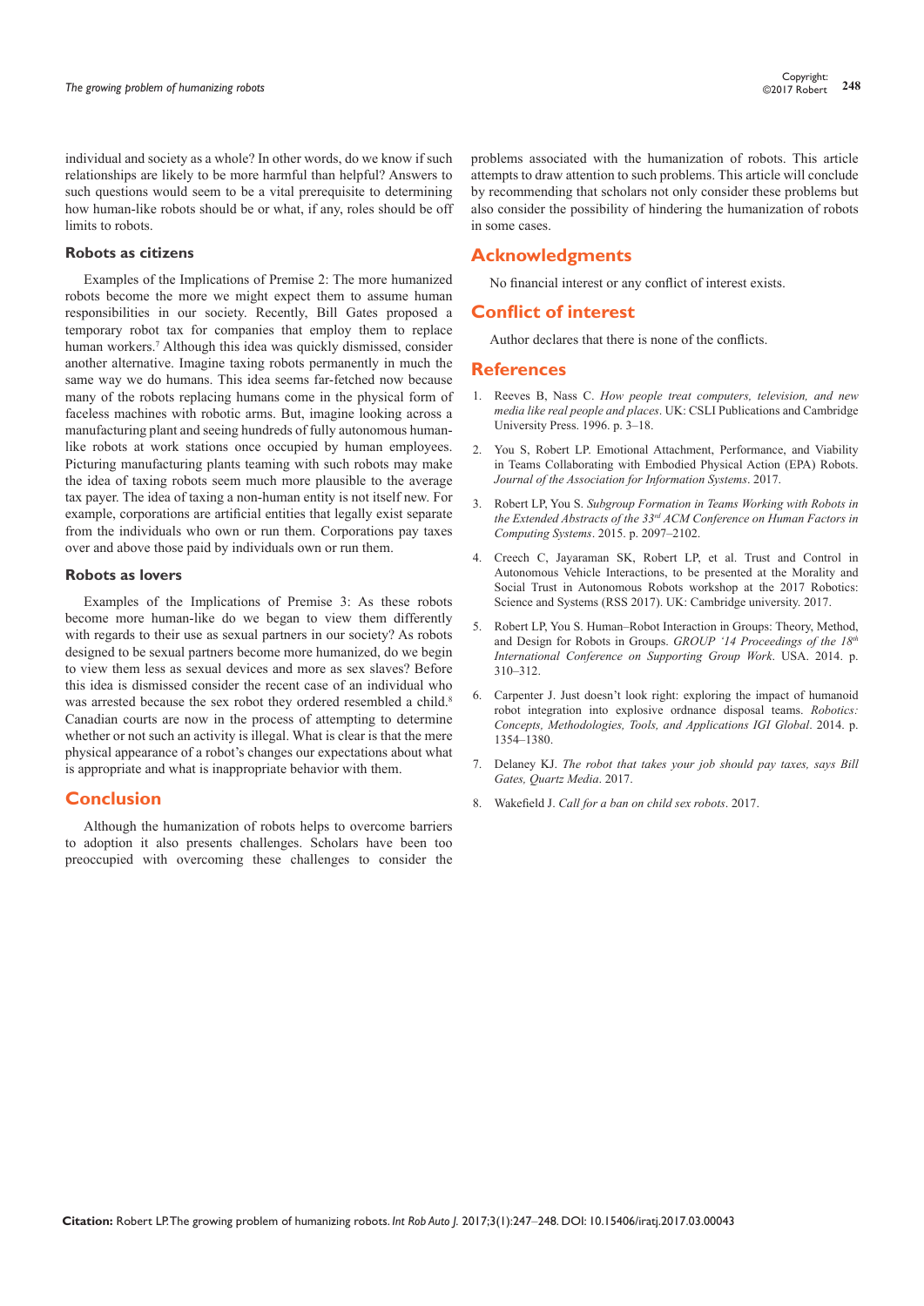individual and society as a whole? In other words, do we know if such relationships are likely to be more harmful than helpful? Answers to such questions would seem to be a vital prerequisite to determining how human-like robots should be or what, if any, roles should be off limits to robots.

### Robots as citizens

Examples of the Implications of Premise 2: The more humanized robots become the more we might expect them to assume human responsibilities in our society. Recently, Bill Gates proposed a temporary robot tax for companies that employ them to replace human workers.[7] Although this idea was quickly dismissed, consider another alternative. Imagine taxing robots permanently in much the same way we do humans. This idea seems far-fetched now because many of the robots replacing humans come in the physical form of faceless machines with robotic arms. But, imagine looking across a manufacturing plant and seeing hundreds of fully autonomous human-like robots at work stations once occupied by human employees. Picturing manufacturing plants teaming with such robots may make the idea of taxing robots seem much more plausible to the average tax payer. The idea of taxing a non-human entity is not itself new. For example, corporations are artificial entities that legally exist separate from the individuals who own or run them. Corporations pay taxes over and above those paid by individuals own or run them.

### Robots as lovers

Examples of the Implications of Premise 3: As these robots become more human-like do we began to view them differently with regards to their use as sexual partners in our society? As robots designed to be sexual partners become more humanized, do we begin to view them less as sexual devices and more as sex slaves? Before this idea is dismissed consider the recent case of an individual who was arrested because the sex robot they ordered resembled a child.[8] Canadian courts are now in the process of attempting to determine whether or not such an activity is illegal. What is clear is that the mere physical appearance of a robot's changes our expectations about what is appropriate and what is inappropriate behavior with them.

## Conclusion

Although the humanization of robots helps to overcome barriers to adoption it also presents challenges. Scholars have been too preoccupied with overcoming these challenges to consider the problems associated with the humanization of robots. This article attempts to draw attention to such problems. This article will conclude by recommending that scholars not only consider these problems but also consider the possibility of hindering the humanization of robots in some cases.

## Acknowledgments

No financial interest or any conflict of interest exists.

## Conflict of interest

Author declares that there is none of the conflicts.

## References

1. Reeves B, Nass C. *How people treat computers, television, and new media like real people and places*. UK: CSLI Publications and Cambridge University Press. 1996. p. 3–18.
2. You S, Robert LP. Emotional Attachment, Performance, and Viability in Teams Collaborating with Embodied Physical Action (EPA) Robots. *Journal of the Association for Information Systems*. 2017.
3. Robert LP, You S. *Subgroup Formation in Teams Working with Robots in the Extended Abstracts of the 33rd ACM Conference on Human Factors in Computing Systems*. 2015. p. 2097–2102.
4. Creech C, Jayaraman SK, Robert LP, et al. Trust and Control in Autonomous Vehicle Interactions, to be presented at the Morality and Social Trust in Autonomous Robots workshop at the 2017 Robotics: Science and Systems (RSS 2017). UK: Cambridge university. 2017.
5. Robert LP, You S. Human–Robot Interaction in Groups: Theory, Method, and Design for Robots in Groups. *GROUP '14 Proceedings of the 18th International Conference on Supporting Group Work*. USA. 2014. p. 310–312.
6. Carpenter J. Just doesn't look right: exploring the impact of humanoid robot integration into explosive ordnance disposal teams. *Robotics: Concepts, Methodologies, Tools, and Applications IGI Global*. 2014. p. 1354–1380.
7. Delaney KJ. *The robot that takes your job should pay taxes, says Bill Gates, Quartz Media*. 2017.
8. Wakefield J. *Call for a ban on child sex robots*. 2017.